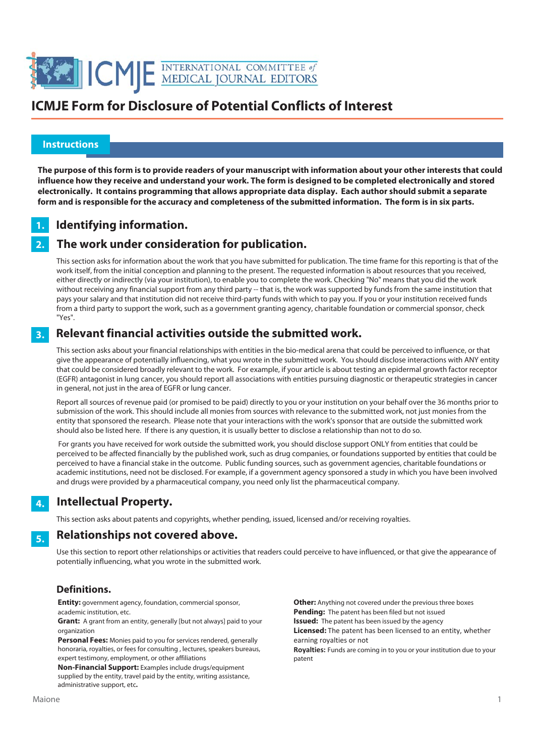# ICMJE Form for Disclosure of Potential Conflicts of Interest

## Instructions

**The purpose of this form is to provide readers of your manuscript with information about your other interests that could influence how they receive and understand your work. The form is designed to be completed electronically and stored electronically. It contains programming that allows appropriate data display. Each author should submit a separate form and is responsible for the accuracy and completeness of the submitted information. The form is in six parts.**

### 1. Identifying information.

### 2. The work under consideration for publication.

This section asks for information about the work that you have submitted for publication. The time frame for this reporting is that of the work itself, from the initial conception and planning to the present. The requested information is about resources that you received, either directly or indirectly (via your institution), to enable you to complete the work. Checking "No" means that you did the work without receiving any financial support from any third party -- that is, the work was supported by funds from the same institution that pays your salary and that institution did not receive third-party funds with which to pay you. If you or your institution received funds from a third party to support the work, such as a government granting agency, charitable foundation or commercial sponsor, check "Yes".

### 3. Relevant financial activities outside the submitted work.

This section asks about your financial relationships with entities in the bio-medical arena that could be perceived to influence, or that give the appearance of potentially influencing, what you wrote in the submitted work. You should disclose interactions with ANY entity that could be considered broadly relevant to the work. For example, if your article is about testing an epidermal growth factor receptor (EGFR) antagonist in lung cancer, you should report all associations with entities pursuing diagnostic or therapeutic strategies in cancer in general, not just in the area of EGFR or lung cancer.

Report all sources of revenue paid (or promised to be paid) directly to you or your institution on your behalf over the 36 months prior to submission of the work. This should include all monies from sources with relevance to the submitted work, not just monies from the entity that sponsored the research. Please note that your interactions with the work's sponsor that are outside the submitted work should also be listed here. If there is any question, it is usually better to disclose a relationship than not to do so.

For grants you have received for work outside the submitted work, you should disclose support ONLY from entities that could be perceived to be affected financially by the published work, such as drug companies, or foundations supported by entities that could be perceived to have a financial stake in the outcome. Public funding sources, such as government agencies, charitable foundations or academic institutions, need not be disclosed. For example, if a government agency sponsored a study in which you have been involved and drugs were provided by a pharmaceutical company, you need only list the pharmaceutical company.

### 4. Intellectual Property.

This section asks about patents and copyrights, whether pending, issued, licensed and/or receiving royalties.

### 5. Relationships not covered above.

Use this section to report other relationships or activities that readers could perceive to have influenced, or that give the appearance of potentially influencing, what you wrote in the submitted work.

### Definitions.

**Entity:** government agency, foundation, commercial sponsor, academic institution, etc.
**Grant:** A grant from an entity, generally [but not always] paid to your organization
**Personal Fees:** Monies paid to you for services rendered, generally honoraria, royalties, or fees for consulting , lectures, speakers bureaus, expert testimony, employment, or other affiliations
**Non-Financial Support:** Examples include drugs/equipment supplied by the entity, travel paid by the entity, writing assistance, administrative support, etc**.**

**Other:** Anything not covered under the previous three boxes
**Pending:** The patent has been filed but not issued
**Issued:** The patent has been issued by the agency
**Licensed:** The patent has been licensed to an entity, whether earning royalties or not
**Royalties:** Funds are coming in to you or your institution due to your patent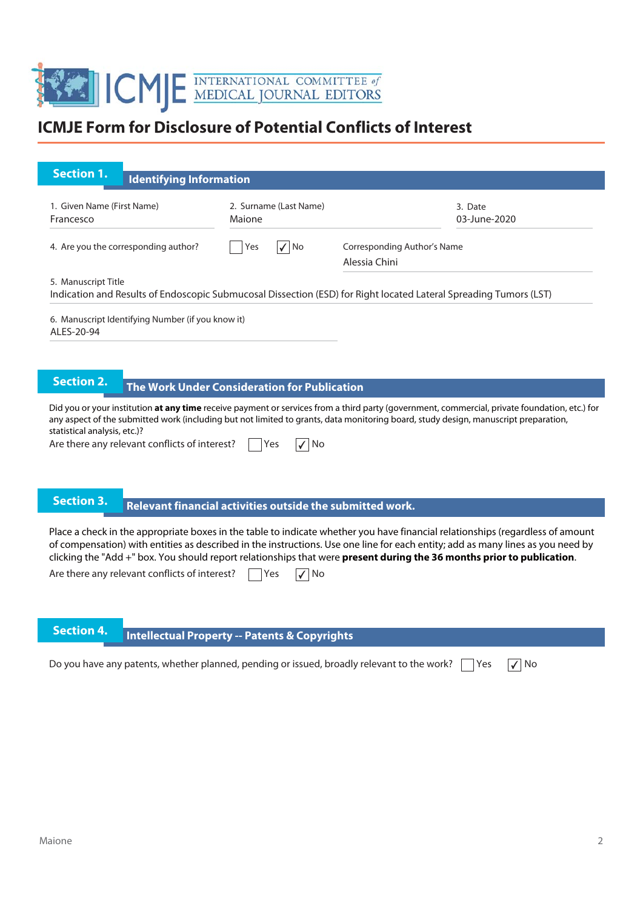# ICMJE Form for Disclosure of Potential Conflicts of Interest

## Section 1. Identifying Information

1. Given Name (First Name)
Francesco

2. Surname (Last Name)
Maione

3. Date
03-June-2020

4. Are you the corresponding author? ☐ Yes ☑ No

Corresponding Author's Name
Alessia Chini

5. Manuscript Title
Indication and Results of Endoscopic Submucosal Dissection (ESD) for Right located Lateral Spreading Tumors (LST)

6. Manuscript Identifying Number (if you know it)
ALES-20-94

## Section 2. The Work Under Consideration for Publication

Did you or your institution **at any time** receive payment or services from a third party (government, commercial, private foundation, etc.) for any aspect of the submitted work (including but not limited to grants, data monitoring board, study design, manuscript preparation, statistical analysis, etc.)?

Are there any relevant conflicts of interest? ☐ Yes ☑ No

## Section 3. Relevant financial activities outside the submitted work.

Place a check in the appropriate boxes in the table to indicate whether you have financial relationships (regardless of amount of compensation) with entities as described in the instructions. Use one line for each entity; add as many lines as you need by clicking the "Add +" box. You should report relationships that were **present during the 36 months prior to publication**.

Are there any relevant conflicts of interest? ☐ Yes ☑ No

## Section 4. Intellectual Property -- Patents & Copyrights

Do you have any patents, whether planned, pending or issued, broadly relevant to the work? ☐ Yes ☑ No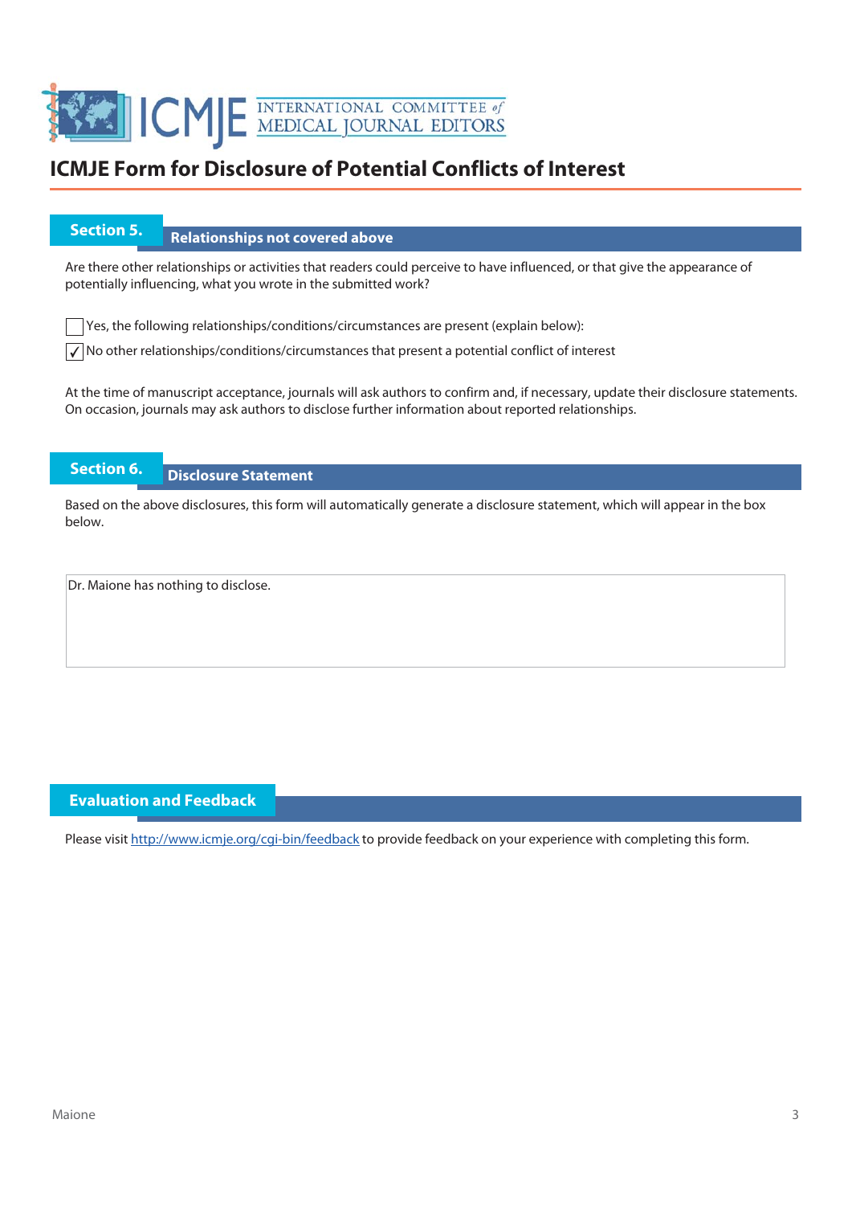# ICMJE Form for Disclosure of Potential Conflicts of Interest

## Section 5. Relationships not covered above

Are there other relationships or activities that readers could perceive to have influenced, or that give the appearance of potentially influencing, what you wrote in the submitted work?

☐ Yes, the following relationships/conditions/circumstances are present (explain below):

☑ No other relationships/conditions/circumstances that present a potential conflict of interest

At the time of manuscript acceptance, journals will ask authors to confirm and, if necessary, update their disclosure statements. On occasion, journals may ask authors to disclose further information about reported relationships.

## Section 6. Disclosure Statement

Based on the above disclosures, this form will automatically generate a disclosure statement, which will appear in the box below.

Dr. Maione has nothing to disclose.

## Evaluation and Feedback

Please visit http://www.icmje.org/cgi-bin/feedback to provide feedback on your experience with completing this form.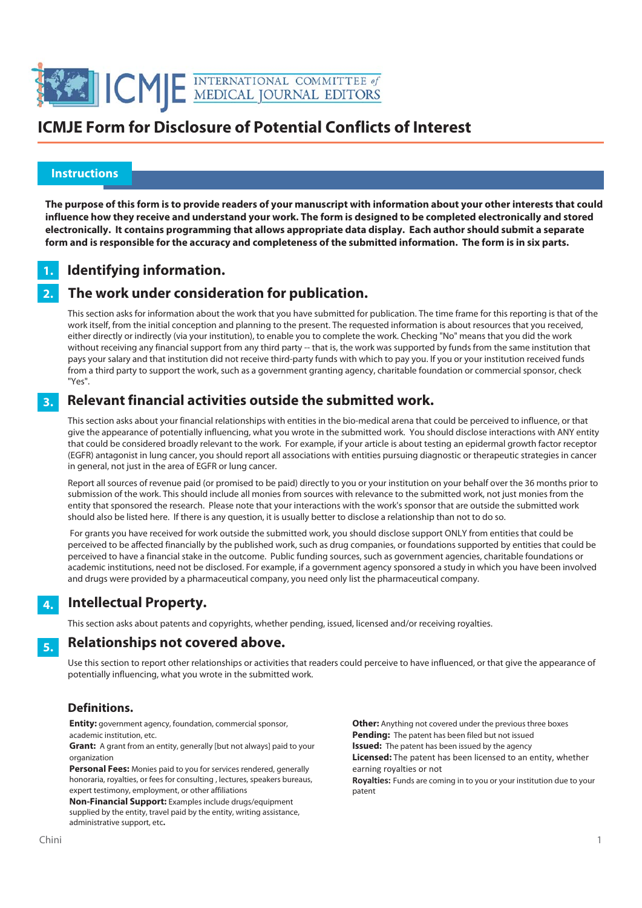# ICMJE Form for Disclosure of Potential Conflicts of Interest

## Instructions

**The purpose of this form is to provide readers of your manuscript with information about your other interests that could influence how they receive and understand your work. The form is designed to be completed electronically and stored electronically. It contains programming that allows appropriate data display. Each author should submit a separate form and is responsible for the accuracy and completeness of the submitted information. The form is in six parts.**

### 1. Identifying information.

### 2. The work under consideration for publication.

This section asks for information about the work that you have submitted for publication. The time frame for this reporting is that of the work itself, from the initial conception and planning to the present. The requested information is about resources that you received, either directly or indirectly (via your institution), to enable you to complete the work. Checking "No" means that you did the work without receiving any financial support from any third party -- that is, the work was supported by funds from the same institution that pays your salary and that institution did not receive third-party funds with which to pay you. If you or your institution received funds from a third party to support the work, such as a government granting agency, charitable foundation or commercial sponsor, check "Yes".

### 3. Relevant financial activities outside the submitted work.

This section asks about your financial relationships with entities in the bio-medical arena that could be perceived to influence, or that give the appearance of potentially influencing, what you wrote in the submitted work. You should disclose interactions with ANY entity that could be considered broadly relevant to the work. For example, if your article is about testing an epidermal growth factor receptor (EGFR) antagonist in lung cancer, you should report all associations with entities pursuing diagnostic or therapeutic strategies in cancer in general, not just in the area of EGFR or lung cancer.

Report all sources of revenue paid (or promised to be paid) directly to you or your institution on your behalf over the 36 months prior to submission of the work. This should include all monies from sources with relevance to the submitted work, not just monies from the entity that sponsored the research. Please note that your interactions with the work's sponsor that are outside the submitted work should also be listed here. If there is any question, it is usually better to disclose a relationship than not to do so.

For grants you have received for work outside the submitted work, you should disclose support ONLY from entities that could be perceived to be affected financially by the published work, such as drug companies, or foundations supported by entities that could be perceived to have a financial stake in the outcome. Public funding sources, such as government agencies, charitable foundations or academic institutions, need not be disclosed. For example, if a government agency sponsored a study in which you have been involved and drugs were provided by a pharmaceutical company, you need only list the pharmaceutical company.

### 4. Intellectual Property.

This section asks about patents and copyrights, whether pending, issued, licensed and/or receiving royalties.

### 5. Relationships not covered above.

Use this section to report other relationships or activities that readers could perceive to have influenced, or that give the appearance of potentially influencing, what you wrote in the submitted work.

### Definitions.

**Entity:** government agency, foundation, commercial sponsor, academic institution, etc.

**Grant:** A grant from an entity, generally [but not always] paid to your organization

**Personal Fees:** Monies paid to you for services rendered, generally honoraria, royalties, or fees for consulting , lectures, speakers bureaus, expert testimony, employment, or other affiliations

**Non-Financial Support:** Examples include drugs/equipment supplied by the entity, travel paid by the entity, writing assistance, administrative support, etc**.**

**Other:** Anything not covered under the previous three boxes

**Pending:** The patent has been filed but not issued

**Issued:** The patent has been issued by the agency

**Licensed:** The patent has been licensed to an entity, whether earning royalties or not

**Royalties:** Funds are coming in to you or your institution due to your patent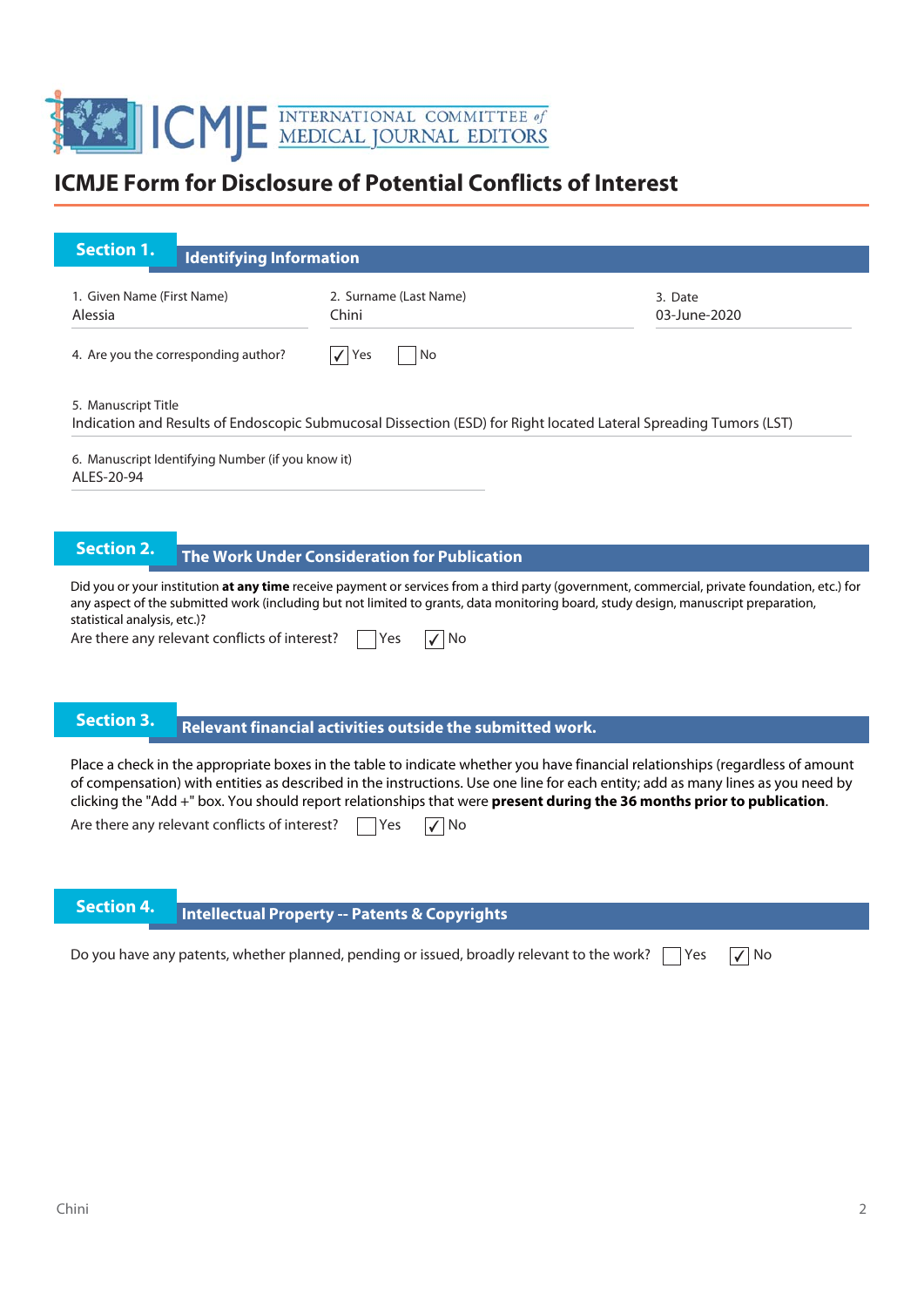# ICMJE Form for Disclosure of Potential Conflicts of Interest

## Section 1. Identifying Information

1. Given Name (First Name)
Alessia

2. Surname (Last Name)
Chini

3. Date
03-June-2020

4. Are you the corresponding author? ☑ Yes ☐ No

5. Manuscript Title
Indication and Results of Endoscopic Submucosal Dissection (ESD) for Right located Lateral Spreading Tumors (LST)

6. Manuscript Identifying Number (if you know it)
ALES-20-94

## Section 2. The Work Under Consideration for Publication

Did you or your institution **at any time** receive payment or services from a third party (government, commercial, private foundation, etc.) for any aspect of the submitted work (including but not limited to grants, data monitoring board, study design, manuscript preparation, statistical analysis, etc.)?

Are there any relevant conflicts of interest? ☐ Yes ☑ No

## Section 3. Relevant financial activities outside the submitted work.

Place a check in the appropriate boxes in the table to indicate whether you have financial relationships (regardless of amount of compensation) with entities as described in the instructions. Use one line for each entity; add as many lines as you need by clicking the "Add +" box. You should report relationships that were **present during the 36 months prior to publication**.

Are there any relevant conflicts of interest? ☐ Yes ☑ No

## Section 4. Intellectual Property -- Patents & Copyrights

Do you have any patents, whether planned, pending or issued, broadly relevant to the work? ☐ Yes ☑ No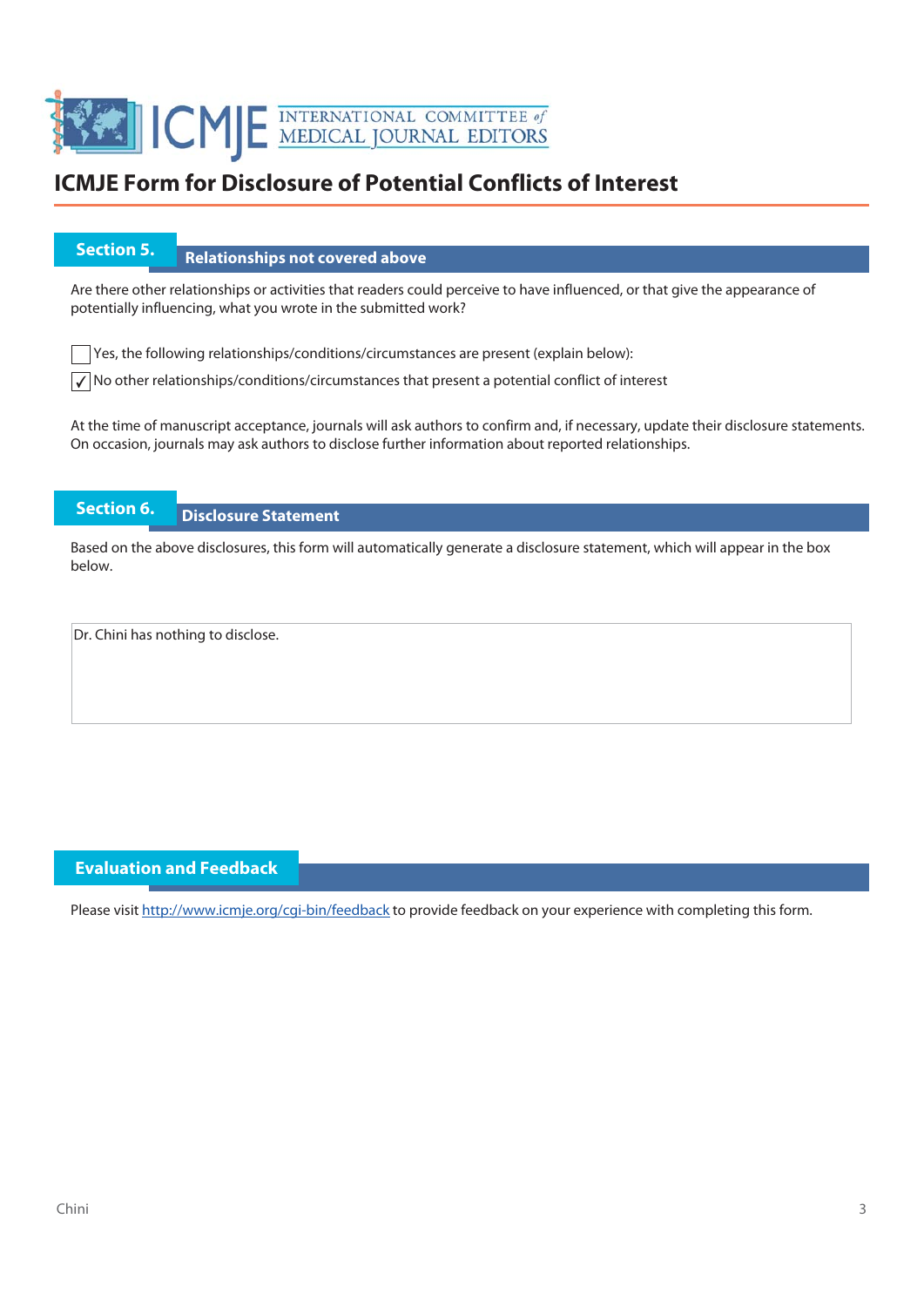# ICMJE Form for Disclosure of Potential Conflicts of Interest

## Section 5. Relationships not covered above

Are there other relationships or activities that readers could perceive to have influenced, or that give the appearance of potentially influencing, what you wrote in the submitted work?

☐ Yes, the following relationships/conditions/circumstances are present (explain below):

☑ No other relationships/conditions/circumstances that present a potential conflict of interest

At the time of manuscript acceptance, journals will ask authors to confirm and, if necessary, update their disclosure statements. On occasion, journals may ask authors to disclose further information about reported relationships.

## Section 6. Disclosure Statement

Based on the above disclosures, this form will automatically generate a disclosure statement, which will appear in the box below.

Dr. Chini has nothing to disclose.

## Evaluation and Feedback

Please visit http://www.icmje.org/cgi-bin/feedback to provide feedback on your experience with completing this form.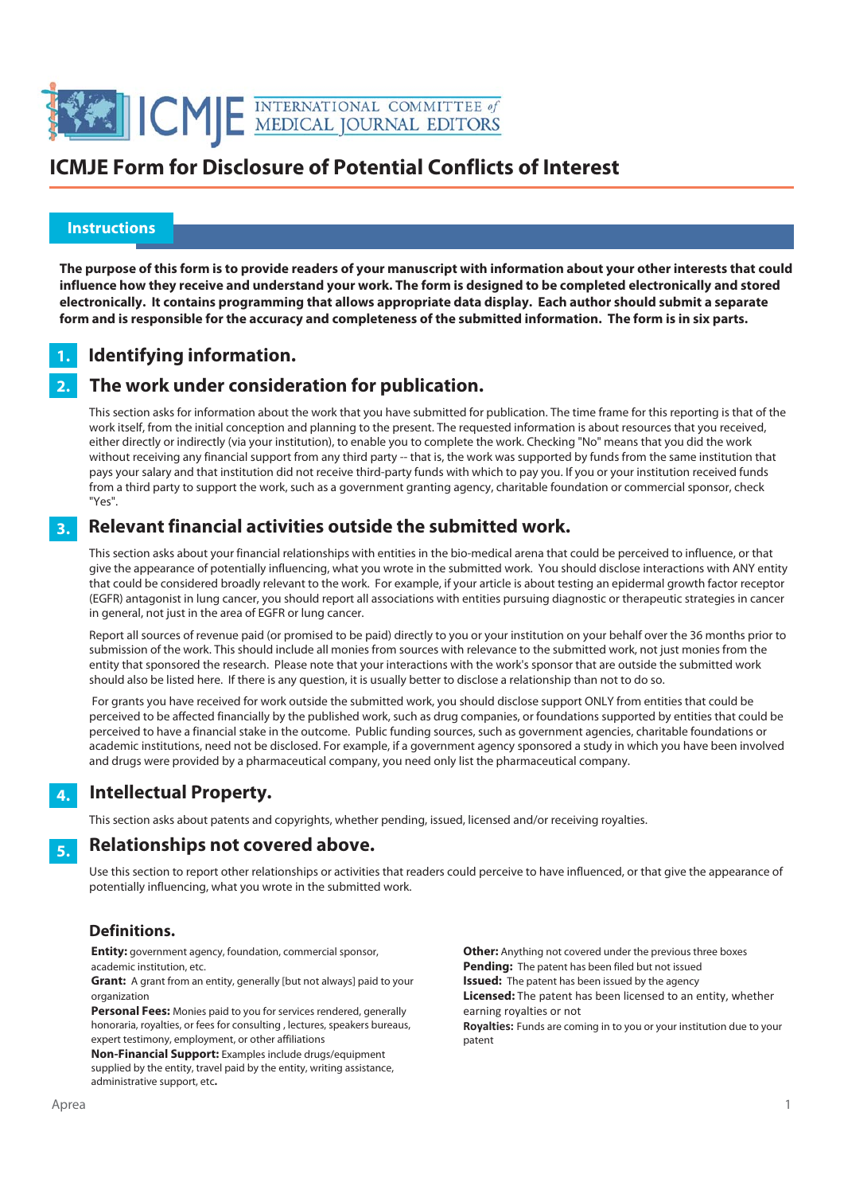# ICMJE Form for Disclosure of Potential Conflicts of Interest

## Instructions

**The purpose of this form is to provide readers of your manuscript with information about your other interests that could influence how they receive and understand your work. The form is designed to be completed electronically and stored electronically. It contains programming that allows appropriate data display. Each author should submit a separate form and is responsible for the accuracy and completeness of the submitted information. The form is in six parts.**

### 1. Identifying information.

### 2. The work under consideration for publication.

This section asks for information about the work that you have submitted for publication. The time frame for this reporting is that of the work itself, from the initial conception and planning to the present. The requested information is about resources that you received, either directly or indirectly (via your institution), to enable you to complete the work. Checking "No" means that you did the work without receiving any financial support from any third party -- that is, the work was supported by funds from the same institution that pays your salary and that institution did not receive third-party funds with which to pay you. If you or your institution received funds from a third party to support the work, such as a government granting agency, charitable foundation or commercial sponsor, check "Yes".

### 3. Relevant financial activities outside the submitted work.

This section asks about your financial relationships with entities in the bio-medical arena that could be perceived to influence, or that give the appearance of potentially influencing, what you wrote in the submitted work. You should disclose interactions with ANY entity that could be considered broadly relevant to the work. For example, if your article is about testing an epidermal growth factor receptor (EGFR) antagonist in lung cancer, you should report all associations with entities pursuing diagnostic or therapeutic strategies in cancer in general, not just in the area of EGFR or lung cancer.

Report all sources of revenue paid (or promised to be paid) directly to you or your institution on your behalf over the 36 months prior to submission of the work. This should include all monies from sources with relevance to the submitted work, not just monies from the entity that sponsored the research. Please note that your interactions with the work's sponsor that are outside the submitted work should also be listed here. If there is any question, it is usually better to disclose a relationship than not to do so.

For grants you have received for work outside the submitted work, you should disclose support ONLY from entities that could be perceived to be affected financially by the published work, such as drug companies, or foundations supported by entities that could be perceived to have a financial stake in the outcome. Public funding sources, such as government agencies, charitable foundations or academic institutions, need not be disclosed. For example, if a government agency sponsored a study in which you have been involved and drugs were provided by a pharmaceutical company, you need only list the pharmaceutical company.

### 4. Intellectual Property.

This section asks about patents and copyrights, whether pending, issued, licensed and/or receiving royalties.

### 5. Relationships not covered above.

Use this section to report other relationships or activities that readers could perceive to have influenced, or that give the appearance of potentially influencing, what you wrote in the submitted work.

### Definitions.

**Entity:** government agency, foundation, commercial sponsor, academic institution, etc.

**Grant:** A grant from an entity, generally [but not always] paid to your organization

**Personal Fees:** Monies paid to you for services rendered, generally honoraria, royalties, or fees for consulting , lectures, speakers bureaus, expert testimony, employment, or other affiliations

**Non-Financial Support:** Examples include drugs/equipment supplied by the entity, travel paid by the entity, writing assistance, administrative support, etc**.**

**Other:** Anything not covered under the previous three boxes

**Pending:** The patent has been filed but not issued

**Issued:** The patent has been issued by the agency

**Licensed:** The patent has been licensed to an entity, whether earning royalties or not

**Royalties:** Funds are coming in to you or your institution due to your patent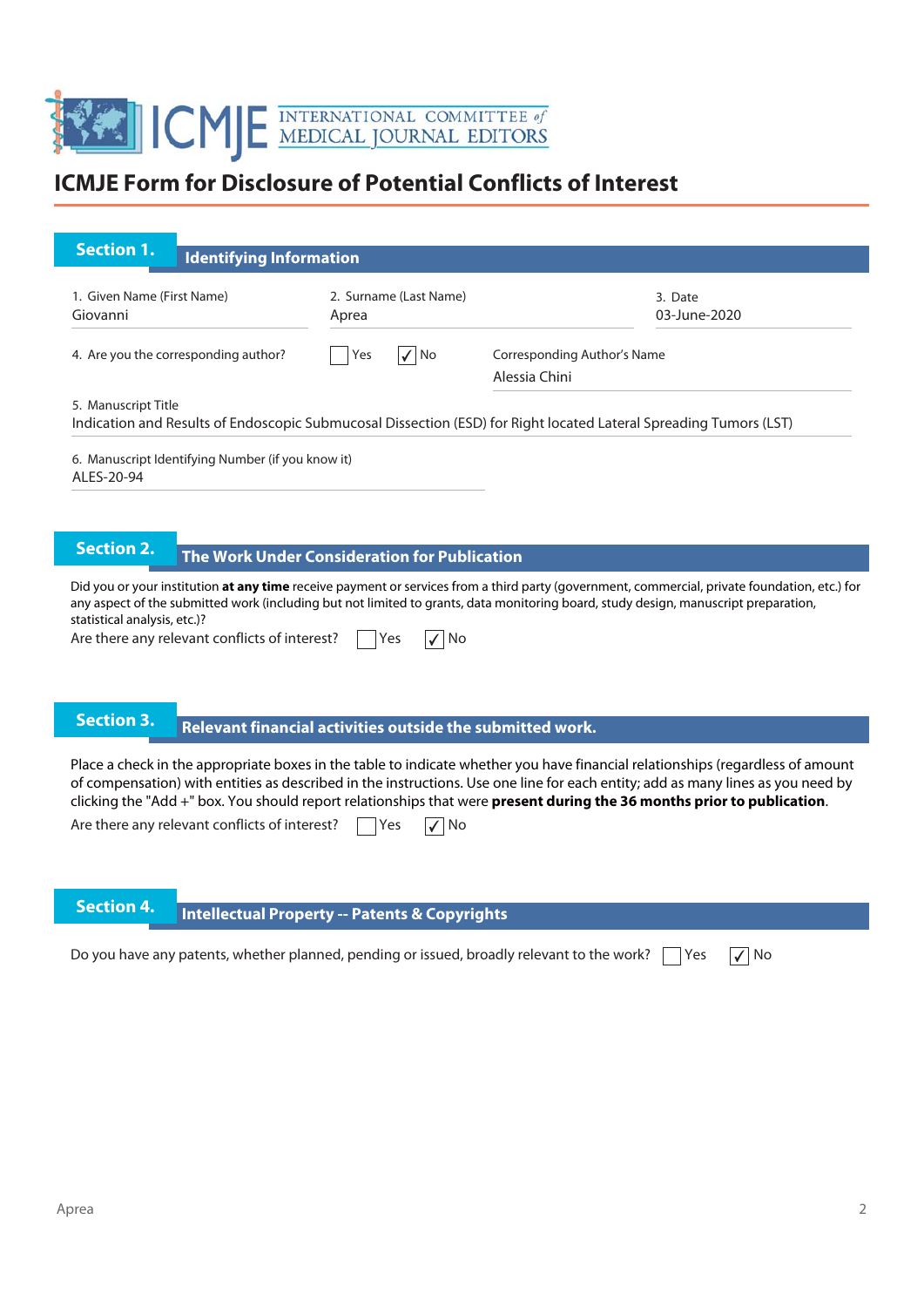# ICMJE Form for Disclosure of Potential Conflicts of Interest

## Section 1. Identifying Information

1. Given Name (First Name)
Giovanni

2. Surname (Last Name)
Aprea

3. Date
03-June-2020

4. Are you the corresponding author? ☐ Yes ☑ No

Corresponding Author's Name
Alessia Chini

5. Manuscript Title
Indication and Results of Endoscopic Submucosal Dissection (ESD) for Right located Lateral Spreading Tumors (LST)

6. Manuscript Identifying Number (if you know it)
ALES-20-94

## Section 2. The Work Under Consideration for Publication

Did you or your institution **at any time** receive payment or services from a third party (government, commercial, private foundation, etc.) for any aspect of the submitted work (including but not limited to grants, data monitoring board, study design, manuscript preparation, statistical analysis, etc.)?

Are there any relevant conflicts of interest? ☐ Yes ☑ No

## Section 3. Relevant financial activities outside the submitted work.

Place a check in the appropriate boxes in the table to indicate whether you have financial relationships (regardless of amount of compensation) with entities as described in the instructions. Use one line for each entity; add as many lines as you need by clicking the "Add +" box. You should report relationships that were **present during the 36 months prior to publication**.

Are there any relevant conflicts of interest? ☐ Yes ☑ No

## Section 4. Intellectual Property -- Patents & Copyrights

Do you have any patents, whether planned, pending or issued, broadly relevant to the work? ☐ Yes ☑ No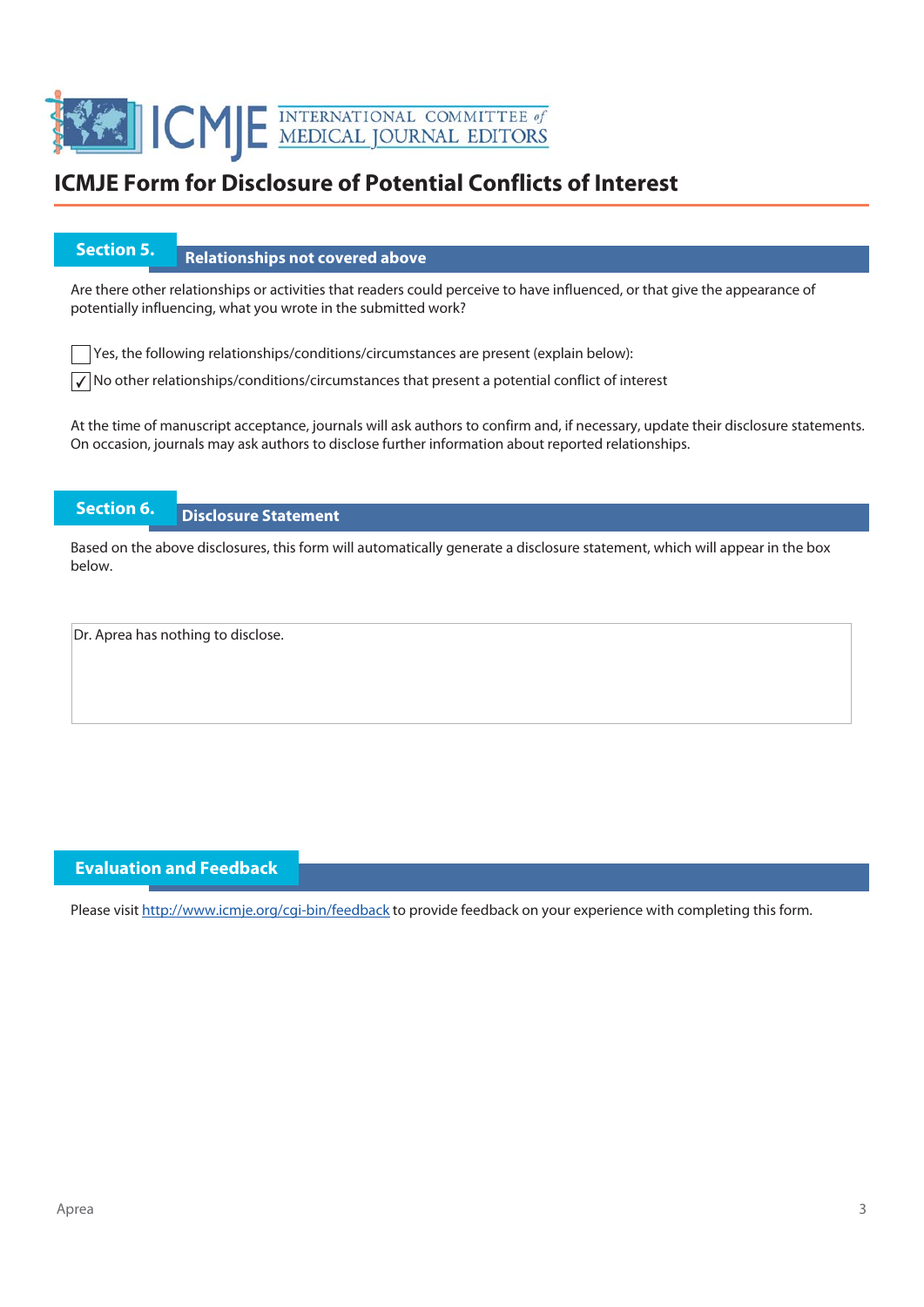# ICMJE Form for Disclosure of Potential Conflicts of Interest

## Section 5. Relationships not covered above

Are there other relationships or activities that readers could perceive to have influenced, or that give the appearance of potentially influencing, what you wrote in the submitted work?

- [ ] Yes, the following relationships/conditions/circumstances are present (explain below):
- [x] No other relationships/conditions/circumstances that present a potential conflict of interest

At the time of manuscript acceptance, journals will ask authors to confirm and, if necessary, update their disclosure statements. On occasion, journals may ask authors to disclose further information about reported relationships.

## Section 6. Disclosure Statement

Based on the above disclosures, this form will automatically generate a disclosure statement, which will appear in the box below.

Dr. Aprea has nothing to disclose.

## Evaluation and Feedback

Please visit http://www.icmje.org/cgi-bin/feedback to provide feedback on your experience with completing this form.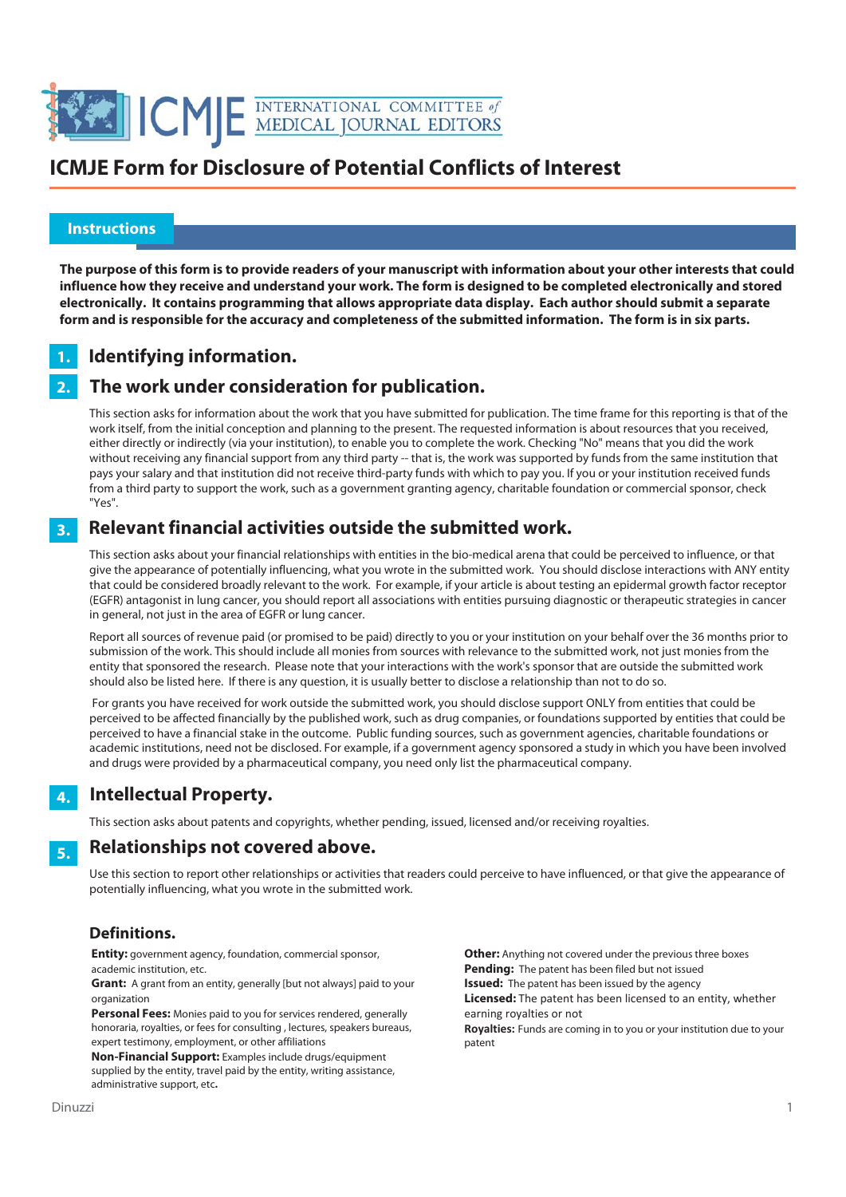# ICMJE Form for Disclosure of Potential Conflicts of Interest

## Instructions

**The purpose of this form is to provide readers of your manuscript with information about your other interests that could influence how they receive and understand your work. The form is designed to be completed electronically and stored electronically. It contains programming that allows appropriate data display. Each author should submit a separate form and is responsible for the accuracy and completeness of the submitted information. The form is in six parts.**

### 1. Identifying information.

### 2. The work under consideration for publication.

This section asks for information about the work that you have submitted for publication. The time frame for this reporting is that of the work itself, from the initial conception and planning to the present. The requested information is about resources that you received, either directly or indirectly (via your institution), to enable you to complete the work. Checking "No" means that you did the work without receiving any financial support from any third party -- that is, the work was supported by funds from the same institution that pays your salary and that institution did not receive third-party funds with which to pay you. If you or your institution received funds from a third party to support the work, such as a government granting agency, charitable foundation or commercial sponsor, check "Yes".

### 3. Relevant financial activities outside the submitted work.

This section asks about your financial relationships with entities in the bio-medical arena that could be perceived to influence, or that give the appearance of potentially influencing, what you wrote in the submitted work. You should disclose interactions with ANY entity that could be considered broadly relevant to the work. For example, if your article is about testing an epidermal growth factor receptor (EGFR) antagonist in lung cancer, you should report all associations with entities pursuing diagnostic or therapeutic strategies in cancer in general, not just in the area of EGFR or lung cancer.

Report all sources of revenue paid (or promised to be paid) directly to you or your institution on your behalf over the 36 months prior to submission of the work. This should include all monies from sources with relevance to the submitted work, not just monies from the entity that sponsored the research. Please note that your interactions with the work's sponsor that are outside the submitted work should also be listed here. If there is any question, it is usually better to disclose a relationship than not to do so.

For grants you have received for work outside the submitted work, you should disclose support ONLY from entities that could be perceived to be affected financially by the published work, such as drug companies, or foundations supported by entities that could be perceived to have a financial stake in the outcome. Public funding sources, such as government agencies, charitable foundations or academic institutions, need not be disclosed. For example, if a government agency sponsored a study in which you have been involved and drugs were provided by a pharmaceutical company, you need only list the pharmaceutical company.

### 4. Intellectual Property.

This section asks about patents and copyrights, whether pending, issued, licensed and/or receiving royalties.

### 5. Relationships not covered above.

Use this section to report other relationships or activities that readers could perceive to have influenced, or that give the appearance of potentially influencing, what you wrote in the submitted work.

### Definitions.

**Entity:** government agency, foundation, commercial sponsor, academic institution, etc.

**Grant:** A grant from an entity, generally [but not always] paid to your organization

**Personal Fees:** Monies paid to you for services rendered, generally honoraria, royalties, or fees for consulting , lectures, speakers bureaus, expert testimony, employment, or other affiliations

**Non-Financial Support:** Examples include drugs/equipment supplied by the entity, travel paid by the entity, writing assistance, administrative support, etc**.**

**Other:** Anything not covered under the previous three boxes

**Pending:** The patent has been filed but not issued

**Issued:** The patent has been issued by the agency

**Licensed:** The patent has been licensed to an entity, whether earning royalties or not

**Royalties:** Funds are coming in to you or your institution due to your patent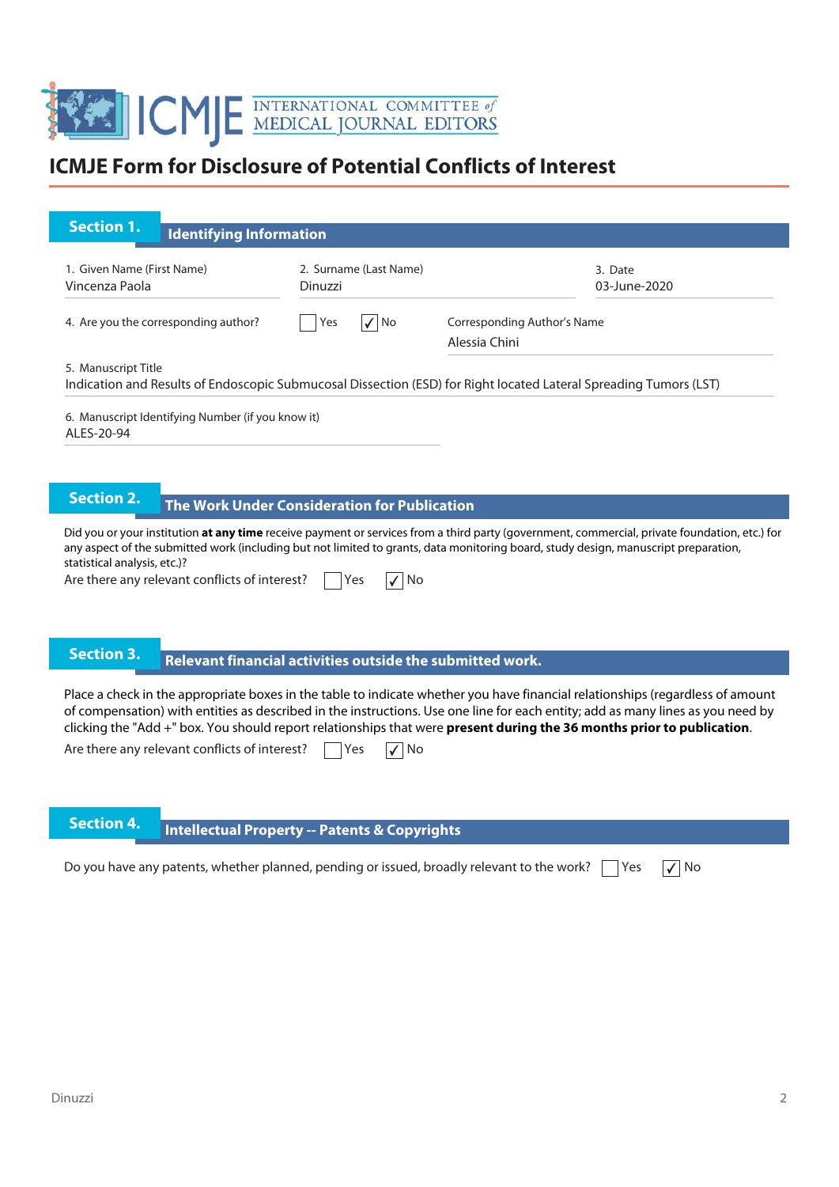# ICMJE Form for Disclosure of Potential Conflicts of Interest

## Section 1. Identifying Information

1. Given Name (First Name)
Vincenza Paola

2. Surname (Last Name)
Dinuzzi

3. Date
03-June-2020

4. Are you the corresponding author? ☐ Yes ☑ No

Corresponding Author's Name
Alessia Chini

5. Manuscript Title
Indication and Results of Endoscopic Submucosal Dissection (ESD) for Right located Lateral Spreading Tumors (LST)

6. Manuscript Identifying Number (if you know it)
ALES-20-94

## Section 2. The Work Under Consideration for Publication

Did you or your institution **at any time** receive payment or services from a third party (government, commercial, private foundation, etc.) for any aspect of the submitted work (including but not limited to grants, data monitoring board, study design, manuscript preparation, statistical analysis, etc.)?

Are there any relevant conflicts of interest? ☐ Yes ☑ No

## Section 3. Relevant financial activities outside the submitted work.

Place a check in the appropriate boxes in the table to indicate whether you have financial relationships (regardless of amount of compensation) with entities as described in the instructions. Use one line for each entity; add as many lines as you need by clicking the "Add +" box. You should report relationships that were **present during the 36 months prior to publication**.

Are there any relevant conflicts of interest? ☐ Yes ☑ No

## Section 4. Intellectual Property -- Patents & Copyrights

Do you have any patents, whether planned, pending or issued, broadly relevant to the work? ☐ Yes ☑ No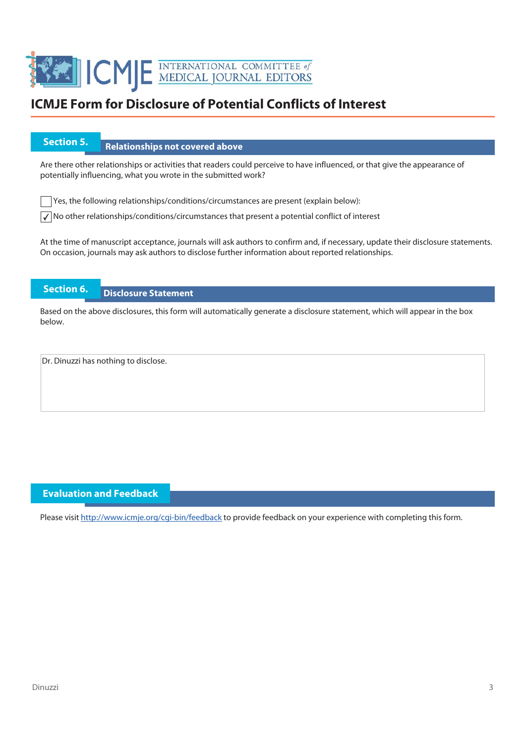# ICMJE Form for Disclosure of Potential Conflicts of Interest

## Section 5. Relationships not covered above

Are there other relationships or activities that readers could perceive to have influenced, or that give the appearance of potentially influencing, what you wrote in the submitted work?

☐ Yes, the following relationships/conditions/circumstances are present (explain below):

☑ No other relationships/conditions/circumstances that present a potential conflict of interest

At the time of manuscript acceptance, journals will ask authors to confirm and, if necessary, update their disclosure statements. On occasion, journals may ask authors to disclose further information about reported relationships.

## Section 6. Disclosure Statement

Based on the above disclosures, this form will automatically generate a disclosure statement, which will appear in the box below.

Dr. Dinuzzi has nothing to disclose.

## Evaluation and Feedback

Please visit http://www.icmje.org/cgi-bin/feedback to provide feedback on your experience with completing this form.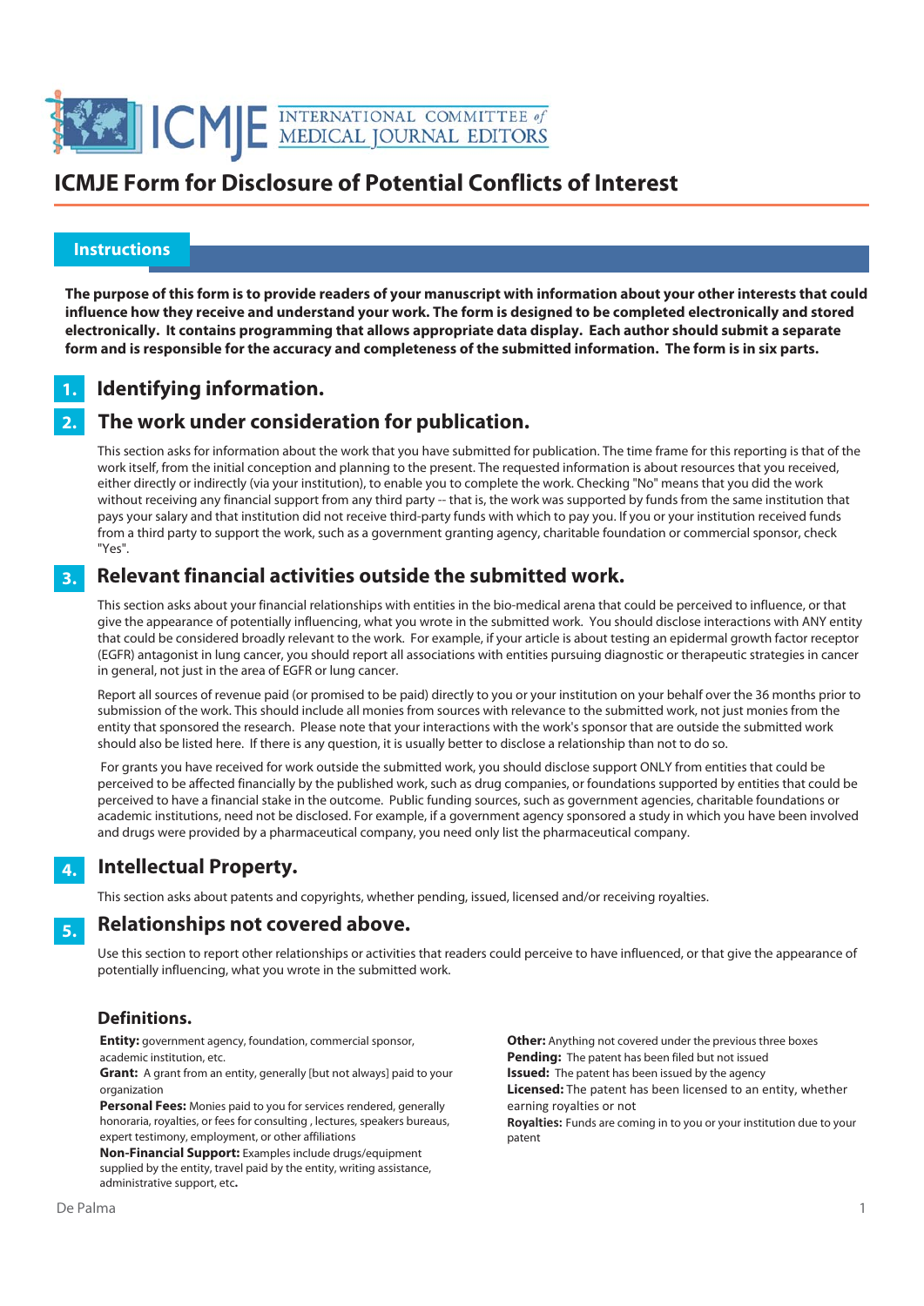# ICMJE Form for Disclosure of Potential Conflicts of Interest

## Instructions

**The purpose of this form is to provide readers of your manuscript with information about your other interests that could influence how they receive and understand your work. The form is designed to be completed electronically and stored electronically. It contains programming that allows appropriate data display. Each author should submit a separate form and is responsible for the accuracy and completeness of the submitted information. The form is in six parts.**

### 1. Identifying information.

### 2. The work under consideration for publication.

This section asks for information about the work that you have submitted for publication. The time frame for this reporting is that of the work itself, from the initial conception and planning to the present. The requested information is about resources that you received, either directly or indirectly (via your institution), to enable you to complete the work. Checking "No" means that you did the work without receiving any financial support from any third party -- that is, the work was supported by funds from the same institution that pays your salary and that institution did not receive third-party funds with which to pay you. If you or your institution received funds from a third party to support the work, such as a government granting agency, charitable foundation or commercial sponsor, check "Yes".

### 3. Relevant financial activities outside the submitted work.

This section asks about your financial relationships with entities in the bio-medical arena that could be perceived to influence, or that give the appearance of potentially influencing, what you wrote in the submitted work. You should disclose interactions with ANY entity that could be considered broadly relevant to the work. For example, if your article is about testing an epidermal growth factor receptor (EGFR) antagonist in lung cancer, you should report all associations with entities pursuing diagnostic or therapeutic strategies in cancer in general, not just in the area of EGFR or lung cancer.

Report all sources of revenue paid (or promised to be paid) directly to you or your institution on your behalf over the 36 months prior to submission of the work. This should include all monies from sources with relevance to the submitted work, not just monies from the entity that sponsored the research. Please note that your interactions with the work's sponsor that are outside the submitted work should also be listed here. If there is any question, it is usually better to disclose a relationship than not to do so.

For grants you have received for work outside the submitted work, you should disclose support ONLY from entities that could be perceived to be affected financially by the published work, such as drug companies, or foundations supported by entities that could be perceived to have a financial stake in the outcome. Public funding sources, such as government agencies, charitable foundations or academic institutions, need not be disclosed. For example, if a government agency sponsored a study in which you have been involved and drugs were provided by a pharmaceutical company, you need only list the pharmaceutical company.

### 4. Intellectual Property.

This section asks about patents and copyrights, whether pending, issued, licensed and/or receiving royalties.

### 5. Relationships not covered above.

Use this section to report other relationships or activities that readers could perceive to have influenced, or that give the appearance of potentially influencing, what you wrote in the submitted work.

### Definitions.

**Entity:** government agency, foundation, commercial sponsor, academic institution, etc.

**Grant:** A grant from an entity, generally [but not always] paid to your organization

**Personal Fees:** Monies paid to you for services rendered, generally honoraria, royalties, or fees for consulting , lectures, speakers bureaus, expert testimony, employment, or other affiliations

**Non-Financial Support:** Examples include drugs/equipment supplied by the entity, travel paid by the entity, writing assistance, administrative support, etc**.**

**Other:** Anything not covered under the previous three boxes

**Pending:** The patent has been filed but not issued

**Issued:** The patent has been issued by the agency

**Licensed:** The patent has been licensed to an entity, whether earning royalties or not

**Royalties:** Funds are coming in to you or your institution due to your patent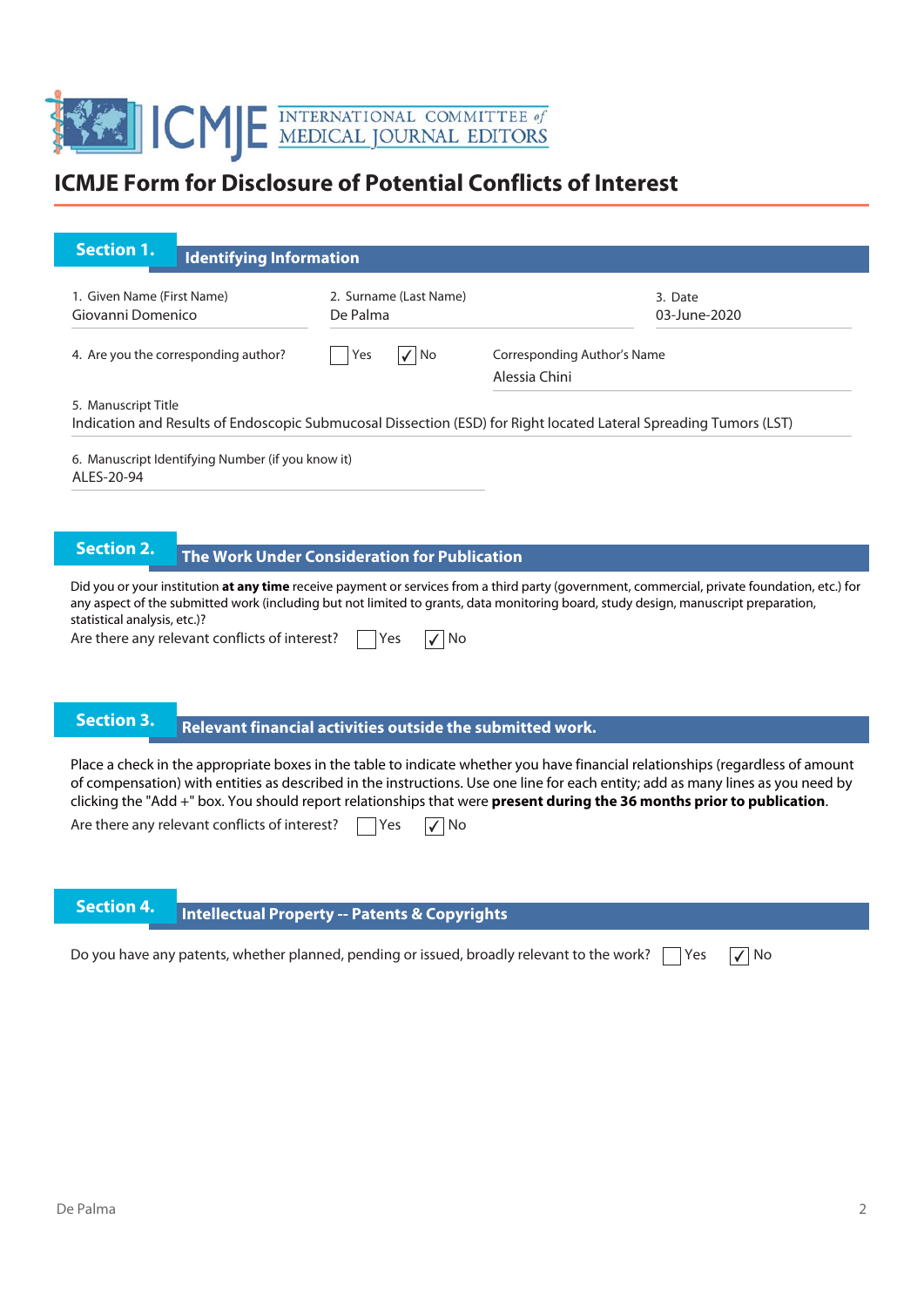# ICMJE Form for Disclosure of Potential Conflicts of Interest

## Section 1. Identifying Information

1. Given Name (First Name)
Giovanni Domenico

2. Surname (Last Name)
De Palma

3. Date
03-June-2020

4. Are you the corresponding author? ☐ Yes ☑ No

Corresponding Author's Name
Alessia Chini

5. Manuscript Title
Indication and Results of Endoscopic Submucosal Dissection (ESD) for Right located Lateral Spreading Tumors (LST)

6. Manuscript Identifying Number (if you know it)
ALES-20-94

## Section 2. The Work Under Consideration for Publication

Did you or your institution **at any time** receive payment or services from a third party (government, commercial, private foundation, etc.) for any aspect of the submitted work (including but not limited to grants, data monitoring board, study design, manuscript preparation, statistical analysis, etc.)?

Are there any relevant conflicts of interest? ☐ Yes ☑ No

## Section 3. Relevant financial activities outside the submitted work.

Place a check in the appropriate boxes in the table to indicate whether you have financial relationships (regardless of amount of compensation) with entities as described in the instructions. Use one line for each entity; add as many lines as you need by clicking the "Add +" box. You should report relationships that were **present during the 36 months prior to publication**.

Are there any relevant conflicts of interest? ☐ Yes ☑ No

## Section 4. Intellectual Property -- Patents & Copyrights

Do you have any patents, whether planned, pending or issued, broadly relevant to the work? ☐ Yes ☑ No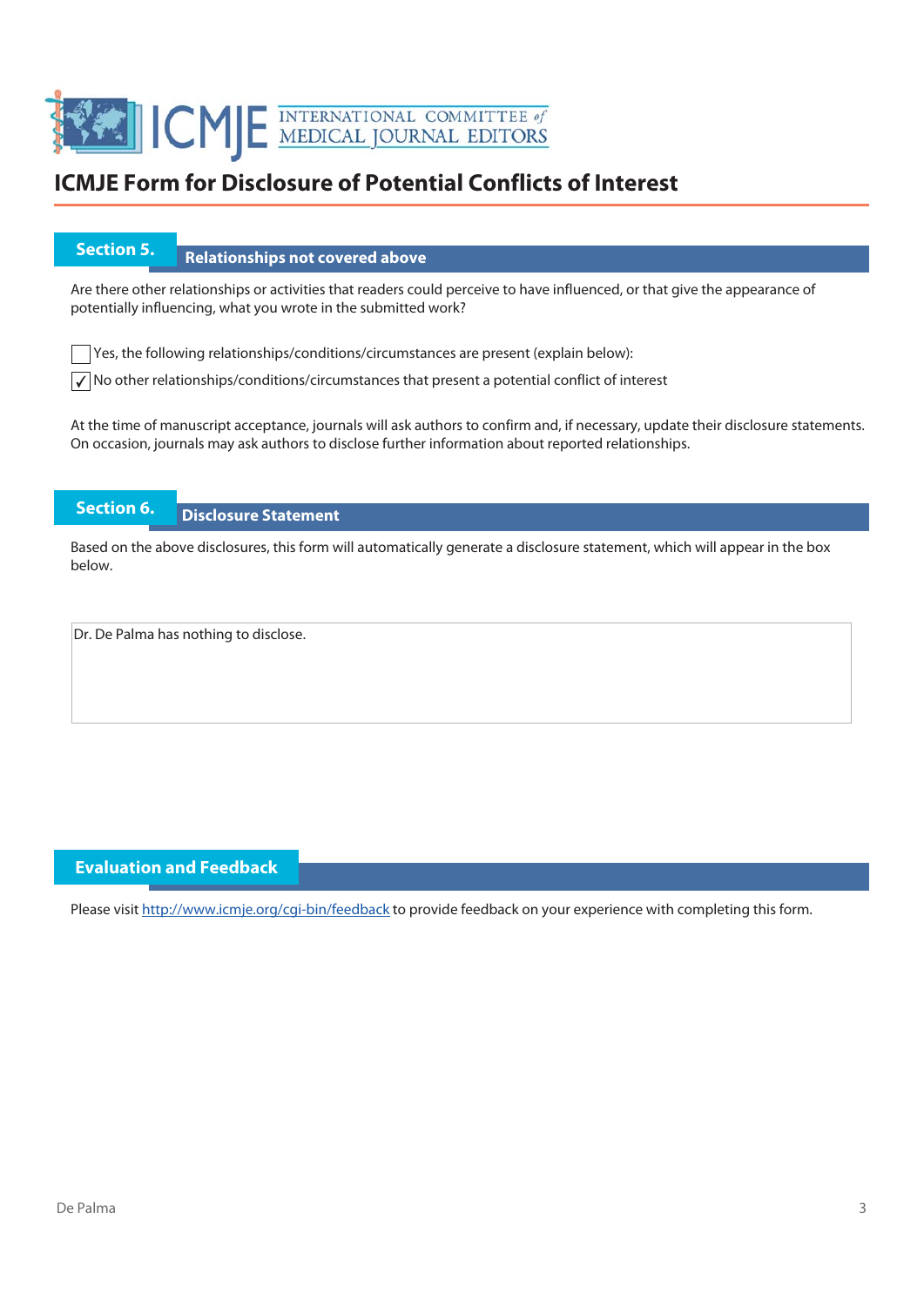# ICMJE Form for Disclosure of Potential Conflicts of Interest

## Section 5. Relationships not covered above

Are there other relationships or activities that readers could perceive to have influenced, or that give the appearance of potentially influencing, what you wrote in the submitted work?

☐ Yes, the following relationships/conditions/circumstances are present (explain below):

☑ No other relationships/conditions/circumstances that present a potential conflict of interest

At the time of manuscript acceptance, journals will ask authors to confirm and, if necessary, update their disclosure statements. On occasion, journals may ask authors to disclose further information about reported relationships.

## Section 6. Disclosure Statement

Based on the above disclosures, this form will automatically generate a disclosure statement, which will appear in the box below.

Dr. De Palma has nothing to disclose.

## Evaluation and Feedback

Please visit http://www.icmje.org/cgi-bin/feedback to provide feedback on your experience with completing this form.